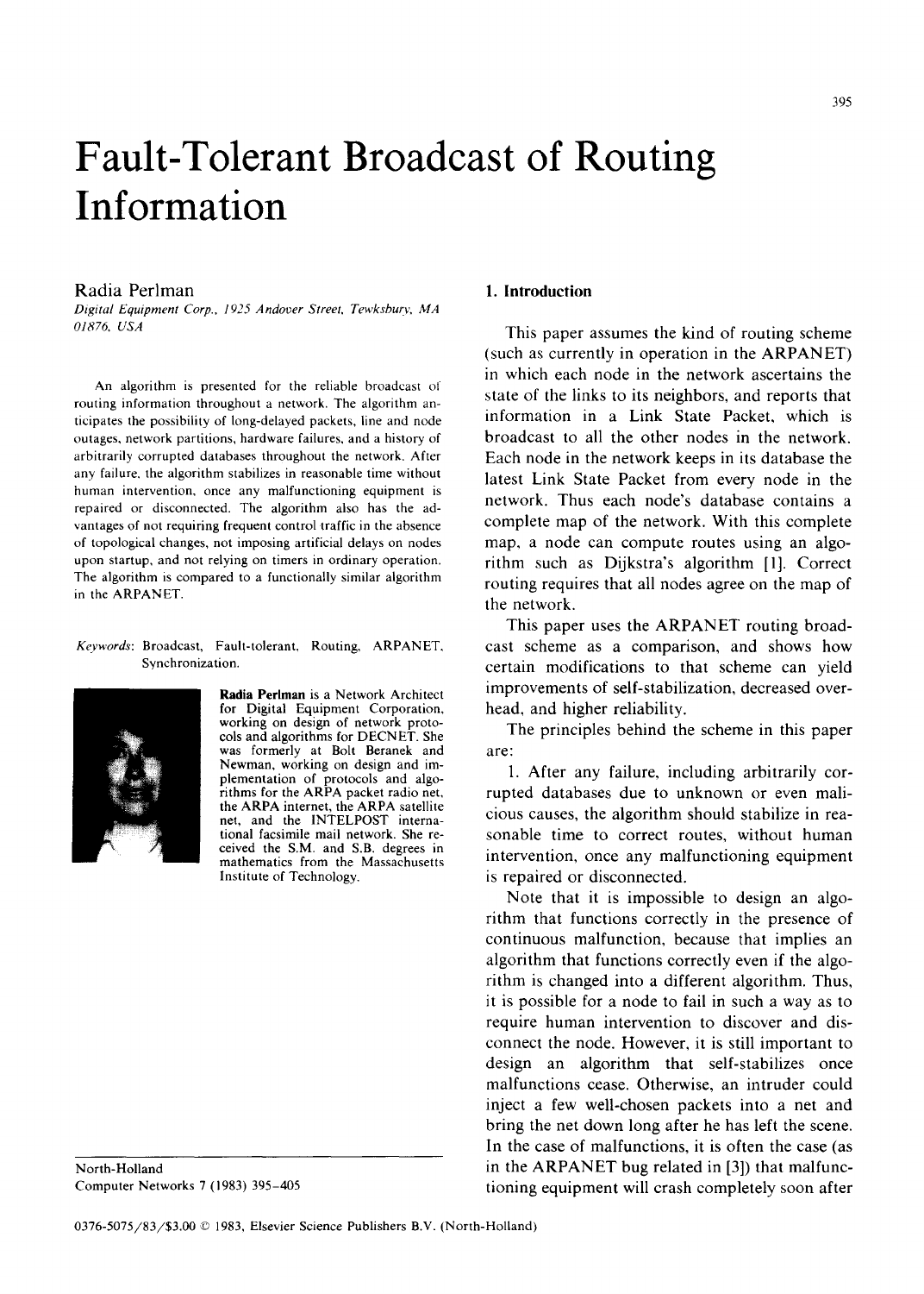# Fault-Tolerant Broadcast of Routing Information

Radia Perlman

*Digital Equipment Corp., 1925 Andover Street, Tewksbury, MA 01876, USA*

An algorithm is presented for the reliable broadcast of routing information throughout a network. The algorithm anticipates the possibility of long-delayed packets, line and node outages, network partitions, hardware failures, and a history of arbitrarily corrupted databases throughout the network. After any failure, the algorithm stabilizes in reasonable time without human intervention, once any malfunctioning equipment is repaired or disconnected. The algorithm also has the advantages of not requiring frequent control traffic in the absence of topological changes, not imposing artificial delays on nodes upon startup, and not relying on timers in ordinary operation. The algorithm is compared to a functionally similar algorithm in the ARPANET.

*Keywords:* Broadcast, Fault-tolerant, Routing, ARPANET, Synchronization.

**Radia Perlman** is a Network Architect for Digital Equipment Corporation, working on design of network protocols and algorithms for DECNET. She was formerly at Bolt Beranek and Newman, working on design and implementation of protocols and algorithms for the ARPA packet radio net, the ARPA internet, the ARPA satellite net, and the INTELPOST international facsimile mail network. She received the S.M. and S.B. degrees in mathematics from the Massachusetts Institute of Technology.

North-Holland
Computer Networks 7 (1983) 395–405

0376-5075/83/$3.00 © 1983, Elsevier Science Publishers B.V. (North-Holland)

## 1. Introduction

This paper assumes the kind of routing scheme (such as currently in operation in the ARPANET) in which each node in the network ascertains the state of the links to its neighbors, and reports that information in a Link State Packet, which is broadcast to all the other nodes in the network. Each node in the network keeps in its database the latest Link State Packet from every node in the network. Thus each node's database contains a complete map of the network. With this complete map, a node can compute routes using an algorithm such as Dijkstra's algorithm [1]. Correct routing requires that all nodes agree on the map of the network.

This paper uses the ARPANET routing broadcast scheme as a comparison, and shows how certain modifications to that scheme can yield improvements of self-stabilization, decreased overhead, and higher reliability.

The principles behind the scheme in this paper are:

1. After any failure, including arbitrarily corrupted databases due to unknown or even malicious causes, the algorithm should stabilize in reasonable time to correct routes, without human intervention, once any malfunctioning equipment is repaired or disconnected.

Note that it is impossible to design an algorithm that functions correctly in the presence of continuous malfunction, because that implies an algorithm that functions correctly even if the algorithm is changed into a different algorithm. Thus, it is possible for a node to fail in such a way as to require human intervention to discover and disconnect the node. However, it is still important to design an algorithm that self-stabilizes once malfunctions cease. Otherwise, an intruder could inject a few well-chosen packets into a net and bring the net down long after he has left the scene. In the case of malfunctions, it is often the case (as in the ARPANET bug related in [3]) that malfunctioning equipment will crash completely soon after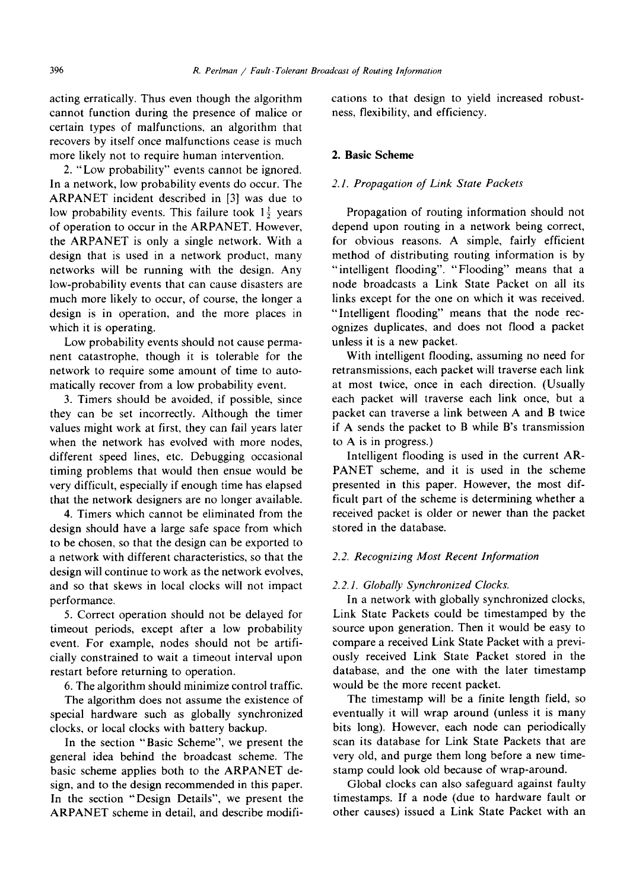acting erratically. Thus even though the algorithm cannot function during the presence of malice or certain types of malfunctions, an algorithm that recovers by itself once malfunctions cease is much more likely not to require human intervention.

2. "Low probability" events cannot be ignored. In a network, low probability events do occur. The ARPANET incident described in [3] was due to low probability events. This failure took $1\frac{1}{2}$ years of operation to occur in the ARPANET. However, the ARPANET is only a single network. With a design that is used in a network product, many networks will be running with the design. Any low-probability events that can cause disasters are much more likely to occur, of course, the longer a design is in operation, and the more places in which it is operating.

Low probability events should not cause permanent catastrophe, though it is tolerable for the network to require some amount of time to automatically recover from a low probability event.

3. Timers should be avoided, if possible, since they can be set incorrectly. Although the timer values might work at first, they can fail years later when the network has evolved with more nodes, different speed lines, etc. Debugging occasional timing problems that would then ensue would be very difficult, especially if enough time has elapsed that the network designers are no longer available.

4. Timers which cannot be eliminated from the design should have a large safe space from which to be chosen, so that the design can be exported to a network with different characteristics, so that the design will continue to work as the network evolves, and so that skews in local clocks will not impact performance.

5. Correct operation should not be delayed for timeout periods, except after a low probability event. For example, nodes should not be artificially constrained to wait a timeout interval upon restart before returning to operation.

6. The algorithm should minimize control traffic.

The algorithm does not assume the existence of special hardware such as globally synchronized clocks, or local clocks with battery backup.

In the section "Basic Scheme", we present the general idea behind the broadcast scheme. The basic scheme applies both to the ARPANET design, and to the design recommended in this paper. In the section "Design Details", we present the ARPANET scheme in detail, and describe modifications to that design to yield increased robustness, flexibility, and efficiency.

## 2. Basic Scheme

### *2.1. Propagation of Link State Packets*

Propagation of routing information should not depend upon routing in a network being correct, for obvious reasons. A simple, fairly efficient method of distributing routing information is by "intelligent flooding". "Flooding" means that a node broadcasts a Link State Packet on all its links except for the one on which it was received. "Intelligent flooding" means that the node recognizes duplicates, and does not flood a packet unless it is a new packet.

With intelligent flooding, assuming no need for retransmissions, each packet will traverse each link at most twice, once in each direction. (Usually each packet will traverse each link once, but a packet can traverse a link between A and B twice if A sends the packet to B while B's transmission to A is in progress.)

Intelligent flooding is used in the current ARPANET scheme, and it is used in the scheme presented in this paper. However, the most difficult part of the scheme is determining whether a received packet is older or newer than the packet stored in the database.

### *2.2. Recognizing Most Recent Information*

#### *2.2.1. Globally Synchronized Clocks.*

In a network with globally synchronized clocks, Link State Packets could be timestamped by the source upon generation. Then it would be easy to compare a received Link State Packet with a previously received Link State Packet stored in the database, and the one with the later timestamp would be the more recent packet.

The timestamp will be a finite length field, so eventually it will wrap around (unless it is many bits long). However, each node can periodically scan its database for Link State Packets that are very old, and purge them long before a new timestamp could look old because of wrap-around.

Global clocks can also safeguard against faulty timestamps. If a node (due to hardware fault or other causes) issued a Link State Packet with an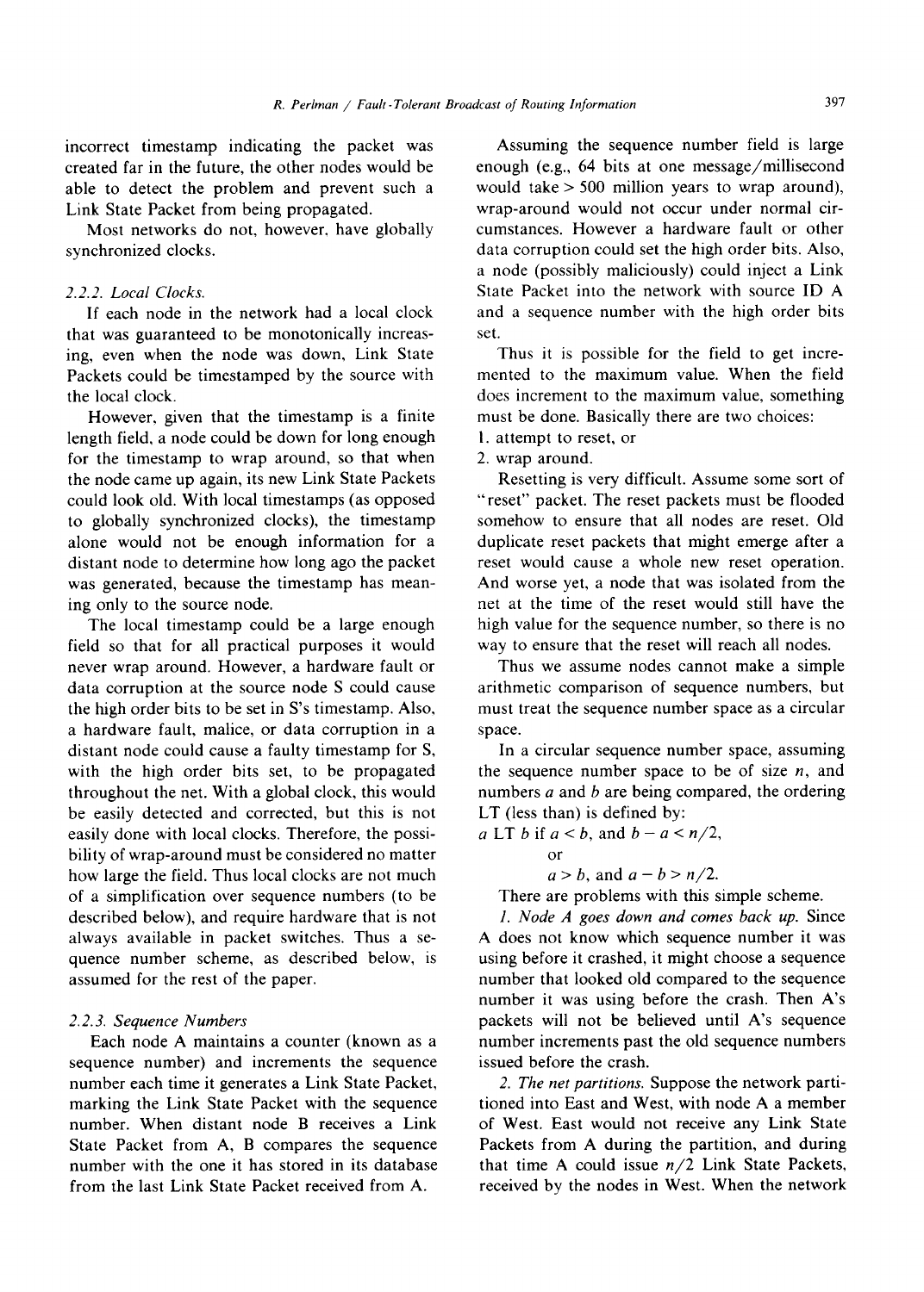incorrect timestamp indicating the packet was created far in the future, the other nodes would be able to detect the problem and prevent such a Link State Packet from being propagated.

Most networks do not, however, have globally synchronized clocks.

#### 2.2.2. Local Clocks.

If each node in the network had a local clock that was guaranteed to be monotonically increasing, even when the node was down, Link State Packets could be timestamped by the source with the local clock.

However, given that the timestamp is a finite length field, a node could be down for long enough for the timestamp to wrap around, so that when the node came up again, its new Link State Packets could look old. With local timestamps (as opposed to globally synchronized clocks), the timestamp alone would not be enough information for a distant node to determine how long ago the packet was generated, because the timestamp has meaning only to the source node.

The local timestamp could be a large enough field so that for all practical purposes it would never wrap around. However, a hardware fault or data corruption at the source node S could cause the high order bits to be set in S's timestamp. Also, a hardware fault, malice, or data corruption in a distant node could cause a faulty timestamp for S, with the high order bits set, to be propagated throughout the net. With a global clock, this would be easily detected and corrected, but this is not easily done with local clocks. Therefore, the possibility of wrap-around must be considered no matter how large the field. Thus local clocks are not much of a simplification over sequence numbers (to be described below), and require hardware that is not always available in packet switches. Thus a sequence number scheme, as described below, is assumed for the rest of the paper.

#### 2.2.3. Sequence Numbers

Each node A maintains a counter (known as a sequence number) and increments the sequence number each time it generates a Link State Packet, marking the Link State Packet with the sequence number. When distant node B receives a Link State Packet from A, B compares the sequence number with the one it has stored in its database from the last Link State Packet received from A.

Assuming the sequence number field is large enough (e.g., 64 bits at one message/millisecond would take > 500 million years to wrap around), wrap-around would not occur under normal circumstances. However a hardware fault or other data corruption could set the high order bits. Also, a node (possibly maliciously) could inject a Link State Packet into the network with source ID A and a sequence number with the high order bits set.

Thus it is possible for the field to get incremented to the maximum value. When the field does increment to the maximum value, something must be done. Basically there are two choices:

1. attempt to reset, or
2. wrap around.

Resetting is very difficult. Assume some sort of "reset" packet. The reset packets must be flooded somehow to ensure that all nodes are reset. Old duplicate reset packets that might emerge after a reset would cause a whole new reset operation. And worse yet, a node that was isolated from the net at the time of the reset would still have the high value for the sequence number, so there is no way to ensure that the reset will reach all nodes.

Thus we assume nodes cannot make a simple arithmetic comparison of sequence numbers, but must treat the sequence number space as a circular space.

In a circular sequence number space, assuming the sequence number space to be of size $n$, and numbers $a$ and $b$ are being compared, the ordering LT (less than) is defined by:

$a$ LT $b$ if $a < b$, and $b - a < n/2$,

or

$a > b$, and $a - b > n/2$.

There are problems with this simple scheme.

*1. Node A goes down and comes back up.* Since A does not know which sequence number it was using before it crashed, it might choose a sequence number that looked old compared to the sequence number it was using before the crash. Then A's packets will not be believed until A's sequence number increments past the old sequence numbers issued before the crash.

*2. The net partitions.* Suppose the network partitioned into East and West, with node A a member of West. East would not receive any Link State Packets from A during the partition, and during that time A could issue $n/2$ Link State Packets, received by the nodes in West. When the network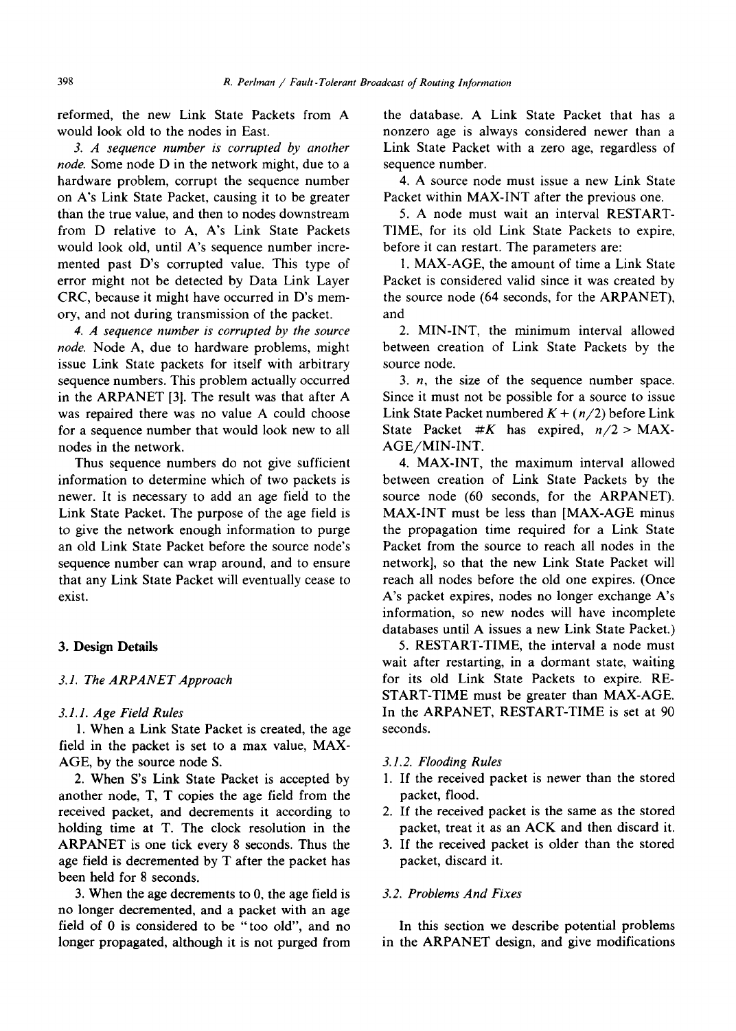reformed, the new Link State Packets from A would look old to the nodes in East.

*3. A sequence number is corrupted by another node.* Some node D in the network might, due to a hardware problem, corrupt the sequence number on A's Link State Packet, causing it to be greater than the true value, and then to nodes downstream from D relative to A, A's Link State Packets would look old, until A's sequence number incremented past D's corrupted value. This type of error might not be detected by Data Link Layer CRC, because it might have occurred in D's memory, and not during transmission of the packet.

*4. A sequence number is corrupted by the source node.* Node A, due to hardware problems, might issue Link State packets for itself with arbitrary sequence numbers. This problem actually occurred in the ARPANET [3]. The result was that after A was repaired there was no value A could choose for a sequence number that would look new to all nodes in the network.

Thus sequence numbers do not give sufficient information to determine which of two packets is newer. It is necessary to add an age field to the Link State Packet. The purpose of the age field is to give the network enough information to purge an old Link State Packet before the source node's sequence number can wrap around, and to ensure that any Link State Packet will eventually cease to exist.

## 3. Design Details

### *3.1. The ARPANET Approach*

#### *3.1.1. Age Field Rules*

1. When a Link State Packet is created, the age field in the packet is set to a max value, MAX-AGE, by the source node S.

2. When S's Link State Packet is accepted by another node, T, T copies the age field from the received packet, and decrements it according to holding time at T. The clock resolution in the ARPANET is one tick every 8 seconds. Thus the age field is decremented by T after the packet has been held for 8 seconds.

3. When the age decrements to 0, the age field is no longer decremented, and a packet with an age field of 0 is considered to be "too old", and no longer propagated, although it is not purged from the database. A Link State Packet that has a nonzero age is always considered newer than a Link State Packet with a zero age, regardless of sequence number.

4. A source node must issue a new Link State Packet within MAX-INT after the previous one.

5. A node must wait an interval RESTART-TIME, for its old Link State Packets to expire, before it can restart. The parameters are:

1. MAX-AGE, the amount of time a Link State Packet is considered valid since it was created by the source node (64 seconds, for the ARPANET), and

2. MIN-INT, the minimum interval allowed between creation of Link State Packets by the source node.

3. $n$, the size of the sequence number space. Since it must not be possible for a source to issue Link State Packet numbered $K + (n/2)$ before Link State Packet #$K$ has expired, $n/2 >$ MAX-AGE/MIN-INT.

4. MAX-INT, the maximum interval allowed between creation of Link State Packets by the source node (60 seconds, for the ARPANET). MAX-INT must be less than [MAX-AGE minus the propagation time required for a Link State Packet from the source to reach all nodes in the network], so that the new Link State Packet will reach all nodes before the old one expires. (Once A's packet expires, nodes no longer exchange A's information, so new nodes will have incomplete databases until A issues a new Link State Packet.)

5. RESTART-TIME, the interval a node must wait after restarting, in a dormant state, waiting for its old Link State Packets to expire. RESTART-TIME must be greater than MAX-AGE. In the ARPANET, RESTART-TIME is set at 90 seconds.

#### *3.1.2. Flooding Rules*

1. If the received packet is newer than the stored packet, flood.
2. If the received packet is the same as the stored packet, treat it as an ACK and then discard it.
3. If the received packet is older than the stored packet, discard it.

### *3.2. Problems And Fixes*

In this section we describe potential problems in the ARPANET design, and give modifications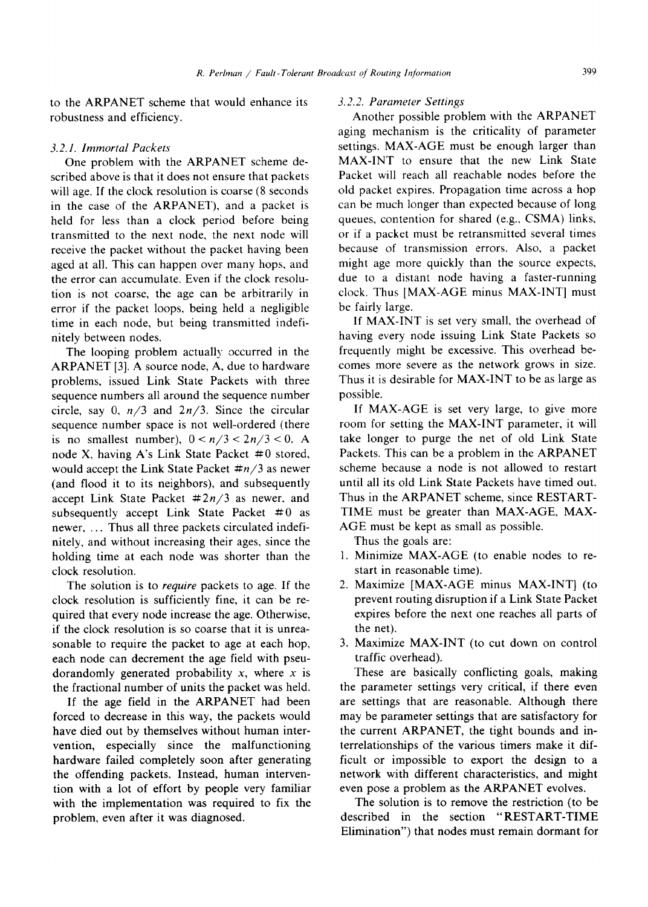to the ARPANET scheme that would enhance its robustness and efficiency.

### 3.2.1. Immortal Packets

One problem with the ARPANET scheme described above is that it does not ensure that packets will age. If the clock resolution is coarse (8 seconds in the case of the ARPANET), and a packet is held for less than a clock period before being transmitted to the next node, the next node will receive the packet without the packet having been aged at all. This can happen over many hops, and the error can accumulate. Even if the clock resolution is not coarse, the age can be arbitrarily in error if the packet loops, being held a negligible time in each node, but being transmitted indefinitely between nodes.

The looping problem actually occurred in the ARPANET [3]. A source node, A, due to hardware problems, issued Link State Packets with three sequence numbers all around the sequence number circle, say 0, $n/3$ and $2n/3$. Since the circular sequence number space is not well-ordered (there is no smallest number), $0 < n/3 < 2n/3 < 0$. A node X, having A's Link State Packet #0 stored, would accept the Link State Packet #$n/3$ as newer (and flood it to its neighbors), and subsequently accept Link State Packet #$2n/3$ as newer, and subsequently accept Link State Packet #0 as newer, ... Thus all three packets circulated indefinitely, and without increasing their ages, since the holding time at each node was shorter than the clock resolution.

The solution is to *require* packets to age. If the clock resolution is sufficiently fine, it can be required that every node increase the age. Otherwise, if the clock resolution is so coarse that it is unreasonable to require the packet to age at each hop, each node can decrement the age field with pseudorandomly generated probability $x$, where $x$ is the fractional number of units the packet was held.

If the age field in the ARPANET had been forced to decrease in this way, the packets would have died out by themselves without human intervention, especially since the malfunctioning hardware failed completely soon after generating the offending packets. Instead, human intervention with a lot of effort by people very familiar with the implementation was required to fix the problem, even after it was diagnosed.

### 3.2.2. Parameter Settings

Another possible problem with the ARPANET aging mechanism is the criticality of parameter settings. MAX-AGE must be enough larger than MAX-INT to ensure that the new Link State Packet will reach all reachable nodes before the old packet expires. Propagation time across a hop can be much longer than expected because of long queues, contention for shared (e.g., CSMA) links, or if a packet must be retransmitted several times because of transmission errors. Also, a packet might age more quickly than the source expects, due to a distant node having a faster-running clock. Thus [MAX-AGE minus MAX-INT] must be fairly large.

If MAX-INT is set very small, the overhead of having every node issuing Link State Packets so frequently might be excessive. This overhead becomes more severe as the network grows in size. Thus it is desirable for MAX-INT to be as large as possible.

If MAX-AGE is set very large, to give more room for setting the MAX-INT parameter, it will take longer to purge the net of old Link State Packets. This can be a problem in the ARPANET scheme because a node is not allowed to restart until all its old Link State Packets have timed out. Thus in the ARPANET scheme, since RESTART-TIME must be greater than MAX-AGE, MAX-AGE must be kept as small as possible.

Thus the goals are:

1. Minimize MAX-AGE (to enable nodes to restart in reasonable time).
2. Maximize [MAX-AGE minus MAX-INT] (to prevent routing disruption if a Link State Packet expires before the next one reaches all parts of the net).
3. Maximize MAX-INT (to cut down on control traffic overhead).

These are basically conflicting goals, making the parameter settings very critical, if there even are settings that are reasonable. Although there may be parameter settings that are satisfactory for the current ARPANET, the tight bounds and interrelationships of the various timers make it difficult or impossible to export the design to a network with different characteristics, and might even pose a problem as the ARPANET evolves.

The solution is to remove the restriction (to be described in the section "RESTART-TIME Elimination") that nodes must remain dormant for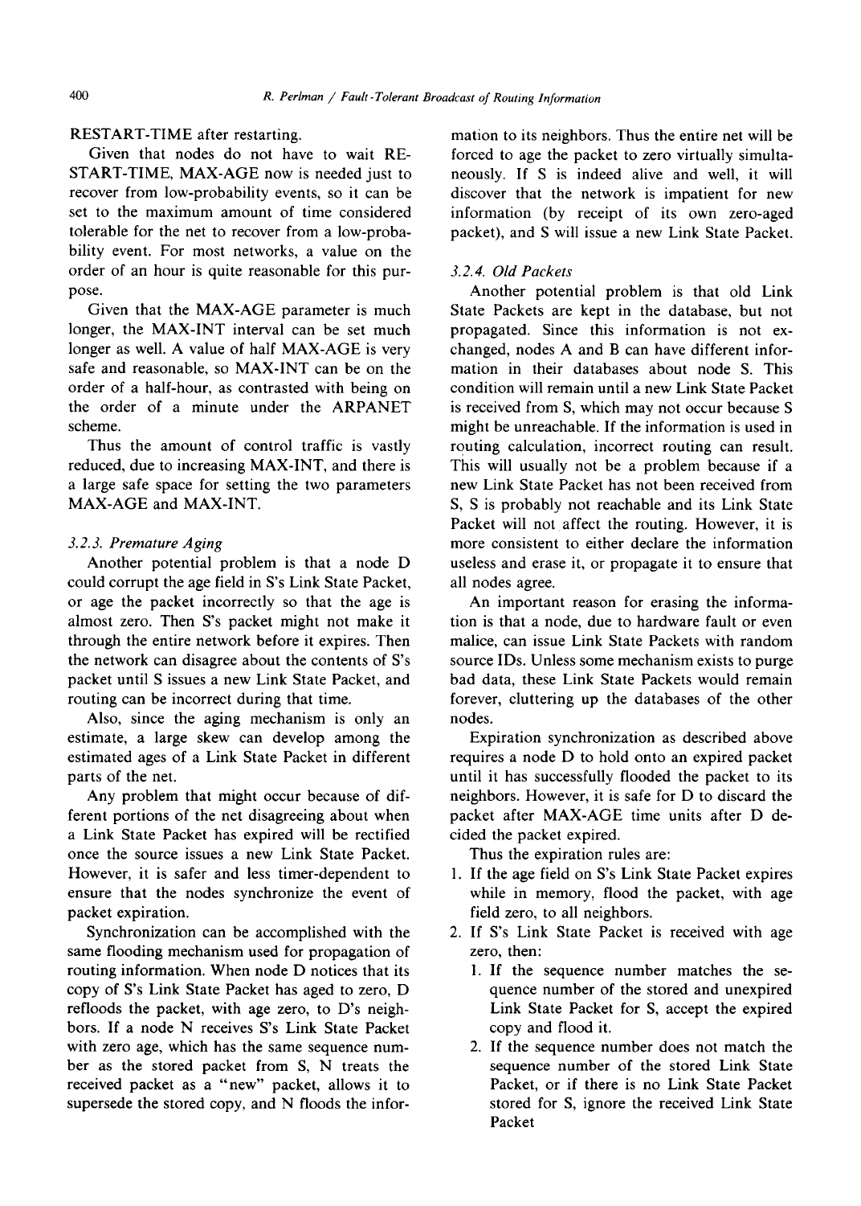RESTART-TIME after restarting.

Given that nodes do not have to wait RESTART-TIME, MAX-AGE now is needed just to recover from low-probability events, so it can be set to the maximum amount of time considered tolerable for the net to recover from a low-probability event. For most networks, a value on the order of an hour is quite reasonable for this purpose.

Given that the MAX-AGE parameter is much longer, the MAX-INT interval can be set much longer as well. A value of half MAX-AGE is very safe and reasonable, so MAX-INT can be on the order of a half-hour, as contrasted with being on the order of a minute under the ARPANET scheme.

Thus the amount of control traffic is vastly reduced, due to increasing MAX-INT, and there is a large safe space for setting the two parameters MAX-AGE and MAX-INT.

#### *3.2.3. Premature Aging*

Another potential problem is that a node D could corrupt the age field in S's Link State Packet, or age the packet incorrectly so that the age is almost zero. Then S's packet might not make it through the entire network before it expires. Then the network can disagree about the contents of S's packet until S issues a new Link State Packet, and routing can be incorrect during that time.

Also, since the aging mechanism is only an estimate, a large skew can develop among the estimated ages of a Link State Packet in different parts of the net.

Any problem that might occur because of different portions of the net disagreeing about when a Link State Packet has expired will be rectified once the source issues a new Link State Packet. However, it is safer and less timer-dependent to ensure that the nodes synchronize the event of packet expiration.

Synchronization can be accomplished with the same flooding mechanism used for propagation of routing information. When node D notices that its copy of S's Link State Packet has aged to zero, D refloods the packet, with age zero, to D's neighbors. If a node N receives S's Link State Packet with zero age, which has the same sequence number as the stored packet from S, N treats the received packet as a "new" packet, allows it to supersede the stored copy, and N floods the information to its neighbors. Thus the entire net will be forced to age the packet to zero virtually simultaneously. If S is indeed alive and well, it will discover that the network is impatient for new information (by receipt of its own zero-aged packet), and S will issue a new Link State Packet.

#### *3.2.4. Old Packets*

Another potential problem is that old Link State Packets are kept in the database, but not propagated. Since this information is not exchanged, nodes A and B can have different information in their databases about node S. This condition will remain until a new Link State Packet is received from S, which may not occur because S might be unreachable. If the information is used in routing calculation, incorrect routing can result. This will usually not be a problem because if a new Link State Packet has not been received from S, S is probably not reachable and its Link State Packet will not affect the routing. However, it is more consistent to either declare the information useless and erase it, or propagate it to ensure that all nodes agree.

An important reason for erasing the information is that a node, due to hardware fault or even malice, can issue Link State Packets with random source IDs. Unless some mechanism exists to purge bad data, these Link State Packets would remain forever, cluttering up the databases of the other nodes.

Expiration synchronization as described above requires a node D to hold onto an expired packet until it has successfully flooded the packet to its neighbors. However, it is safe for D to discard the packet after MAX-AGE time units after D decided the packet expired.

Thus the expiration rules are:

1. If the age field on S's Link State Packet expires while in memory, flood the packet, with age field zero, to all neighbors.
2. If S's Link State Packet is received with age zero, then:
   1. If the sequence number matches the sequence number of the stored and unexpired Link State Packet for S, accept the expired copy and flood it.
   2. If the sequence number does not match the sequence number of the stored Link State Packet, or if there is no Link State Packet stored for S, ignore the received Link State Packet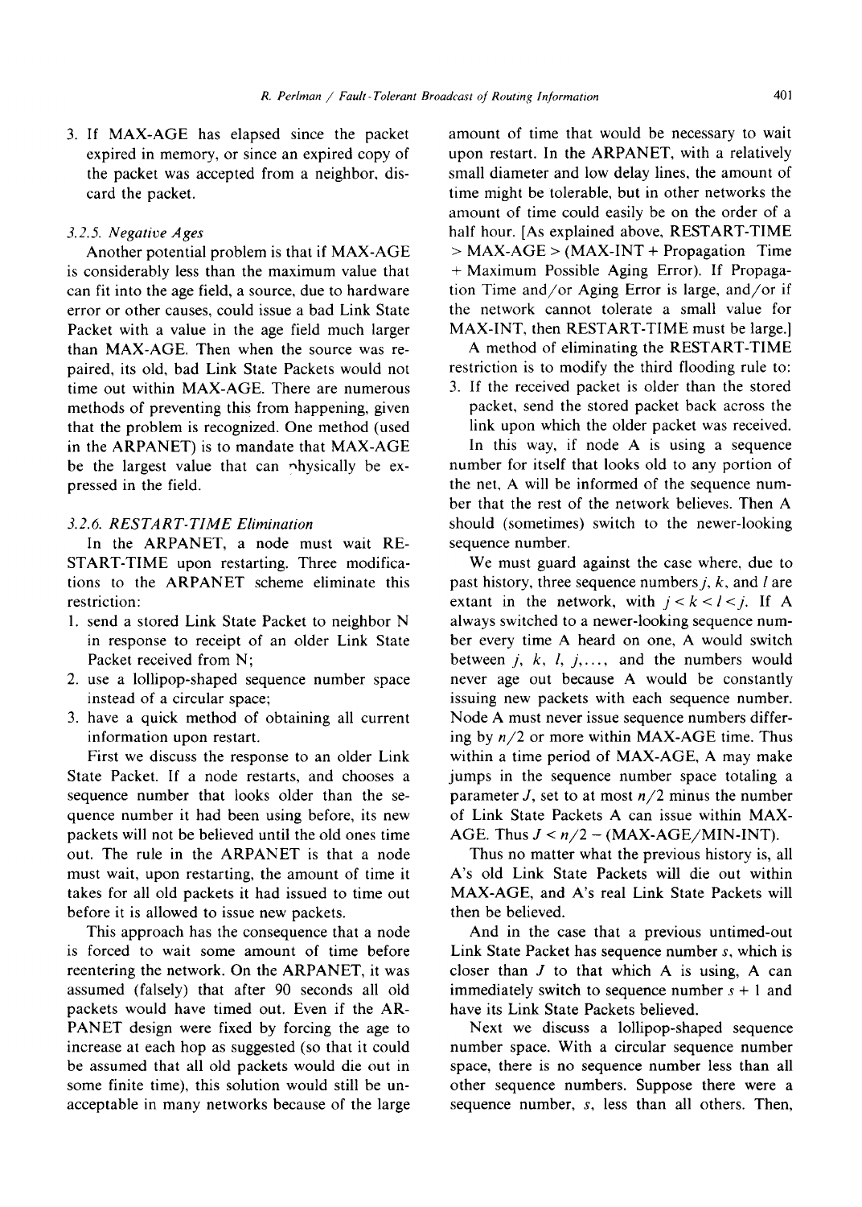3. If MAX-AGE has elapsed since the packet expired in memory, or since an expired copy of the packet was accepted from a neighbor, discard the packet.

### 3.2.5. Negative Ages

Another potential problem is that if MAX-AGE is considerably less than the maximum value that can fit into the age field, a source, due to hardware error or other causes, could issue a bad Link State Packet with a value in the age field much larger than MAX-AGE. Then when the source was repaired, its old, bad Link State Packets would not time out within MAX-AGE. There are numerous methods of preventing this from happening, given that the problem is recognized. One method (used in the ARPANET) is to mandate that MAX-AGE be the largest value that can physically be expressed in the field.

### 3.2.6. RESTART-TIME Elimination

In the ARPANET, a node must wait RESTART-TIME upon restarting. Three modifications to the ARPANET scheme eliminate this restriction:

1. send a stored Link State Packet to neighbor N in response to receipt of an older Link State Packet received from N;
2. use a lollipop-shaped sequence number space instead of a circular space;
3. have a quick method of obtaining all current information upon restart.

First we discuss the response to an older Link State Packet. If a node restarts, and chooses a sequence number that looks older than the sequence number it had been using before, its new packets will not be believed until the old ones time out. The rule in the ARPANET is that a node must wait, upon restarting, the amount of time it takes for all old packets it had issued to time out before it is allowed to issue new packets.

This approach has the consequence that a node is forced to wait some amount of time before reentering the network. On the ARPANET, it was assumed (falsely) that after 90 seconds all old packets would have timed out. Even if the ARPANET design were fixed by forcing the age to increase at each hop as suggested (so that it could be assumed that all old packets would die out in some finite time), this solution would still be unacceptable in many networks because of the large amount of time that would be necessary to wait upon restart. In the ARPANET, with a relatively small diameter and low delay lines, the amount of time might be tolerable, but in other networks the amount of time could easily be on the order of a half hour. [As explained above, RESTART-TIME > MAX-AGE > (MAX-INT + Propagation Time + Maximum Possible Aging Error). If Propagation Time and/or Aging Error is large, and/or if the network cannot tolerate a small value for MAX-INT, then RESTART-TIME must be large.]

A method of eliminating the RESTART-TIME restriction is to modify the third flooding rule to:

3. If the received packet is older than the stored packet, send the stored packet back across the link upon which the older packet was received.

In this way, if node A is using a sequence number for itself that looks old to any portion of the net, A will be informed of the sequence number that the rest of the network believes. Then A should (sometimes) switch to the newer-looking sequence number.

We must guard against the case where, due to past history, three sequence numbers $j$, $k$, and $l$ are extant in the network, with $j < k < l < j$. If A always switched to a newer-looking sequence number every time A heard on one, A would switch between $j$, $k$, $l$, $j, \ldots$, and the numbers would never age out because A would be constantly issuing new packets with each sequence number. Node A must never issue sequence numbers differing by $n/2$ or more within MAX-AGE time. Thus within a time period of MAX-AGE, A may make jumps in the sequence number space totaling a parameter $J$, set to at most $n/2$ minus the number of Link State Packets A can issue within MAX-AGE. Thus $J < n/2 -$ (MAX-AGE/MIN-INT).

Thus no matter what the previous history is, all A's old Link State Packets will die out within MAX-AGE, and A's real Link State Packets will then be believed.

And in the case that a previous untimed-out Link State Packet has sequence number $s$, which is closer than $J$ to that which A is using, A can immediately switch to sequence number $s + 1$ and have its Link State Packets believed.

Next we discuss a lollipop-shaped sequence number space. With a circular sequence number space, there is no sequence number less than all other sequence numbers. Suppose there were a sequence number, $s$, less than all others. Then,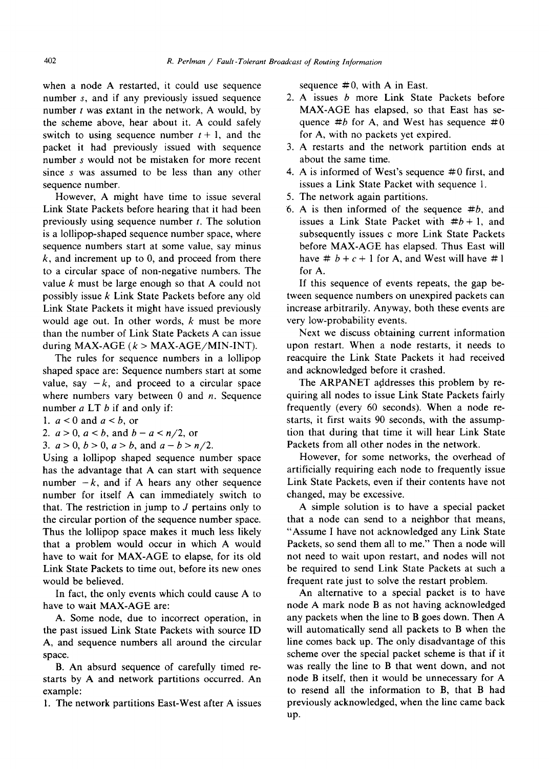when a node A restarted, it could use sequence number $s$, and if any previously issued sequence number $t$ was extant in the network, A would, by the scheme above, hear about it. A could safely switch to using sequence number $t + 1$, and the packet it had previously issued with sequence number $s$ would not be mistaken for more recent since $s$ was assumed to be less than any other sequence number.

However, A might have time to issue several Link State Packets before hearing that it had been previously using sequence number $t$. The solution is a lollipop-shaped sequence number space, where sequence numbers start at some value, say minus $k$, and increment up to 0, and proceed from there to a circular space of non-negative numbers. The value $k$ must be large enough so that A could not possibly issue $k$ Link State Packets before any old Link State Packets it might have issued previously would age out. In other words, $k$ must be more than the number of Link State Packets A can issue during MAX-AGE ($k >$ MAX-AGE/MIN-INT).

The rules for sequence numbers in a lollipop shaped space are: Sequence numbers start at some value, say $-k$, and proceed to a circular space where numbers vary between 0 and $n$. Sequence number $a$ LT $b$ if and only if:

1. $a < 0$ and $a < b$, or
2. $a > 0$, $a < b$, and $b - a < n/2$, or
3. $a > 0$, $b > 0$, $a > b$, and $a - b > n/2$.

Using a lollipop shaped sequence number space has the advantage that A can start with sequence number $-k$, and if A hears any other sequence number for itself A can immediately switch to that. The restriction in jump to $J$ pertains only to the circular portion of the sequence number space. Thus the lollipop space makes it much less likely that a problem would occur in which A would have to wait for MAX-AGE to elapse, for its old Link State Packets to time out, before its new ones would be believed.

In fact, the only events which could cause A to have to wait MAX-AGE are:

A. Some node, due to incorrect operation, in the past issued Link State Packets with source ID A, and sequence numbers all around the circular space.

B. An absurd sequence of carefully timed restarts by A and network partitions occurred. An example:

1. The network partitions East-West after A issues sequence #0, with A in East.
2. A issues $b$ more Link State Packets before MAX-AGE has elapsed, so that East has sequence #$b$ for A, and West has sequence #0 for A, with no packets yet expired.
3. A restarts and the network partition ends at about the same time.
4. A is informed of West's sequence #0 first, and issues a Link State Packet with sequence 1.
5. The network again partitions.
6. A is then informed of the sequence #$b$, and issues a Link State Packet with #$b + 1$, and subsequently issues c more Link State Packets before MAX-AGE has elapsed. Thus East will have # $b + c + 1$ for A, and West will have # 1 for A.

If this sequence of events repeats, the gap between sequence numbers on unexpired packets can increase arbitrarily. Anyway, both these events are very low-probability events.

Next we discuss obtaining current information upon restart. When a node restarts, it needs to reacquire the Link State Packets it had received and acknowledged before it crashed.

The ARPANET addresses this problem by requiring all nodes to issue Link State Packets fairly frequently (every 60 seconds). When a node restarts, it first waits 90 seconds, with the assumption that during that time it will hear Link State Packets from all other nodes in the network.

However, for some networks, the overhead of artificially requiring each node to frequently issue Link State Packets, even if their contents have not changed, may be excessive.

A simple solution is to have a special packet that a node can send to a neighbor that means, "Assume I have not acknowledged any Link State Packets, so send them all to me." Then a node will not need to wait upon restart, and nodes will not be required to send Link State Packets at such a frequent rate just to solve the restart problem.

An alternative to a special packet is to have node A mark node B as not having acknowledged any packets when the line to B goes down. Then A will automatically send all packets to B when the line comes back up. The only disadvantage of this scheme over the special packet scheme is that if it was really the line to B that went down, and not node B itself, then it would be unnecessary for A to resend all the information to B, that B had previously acknowledged, when the line came back up.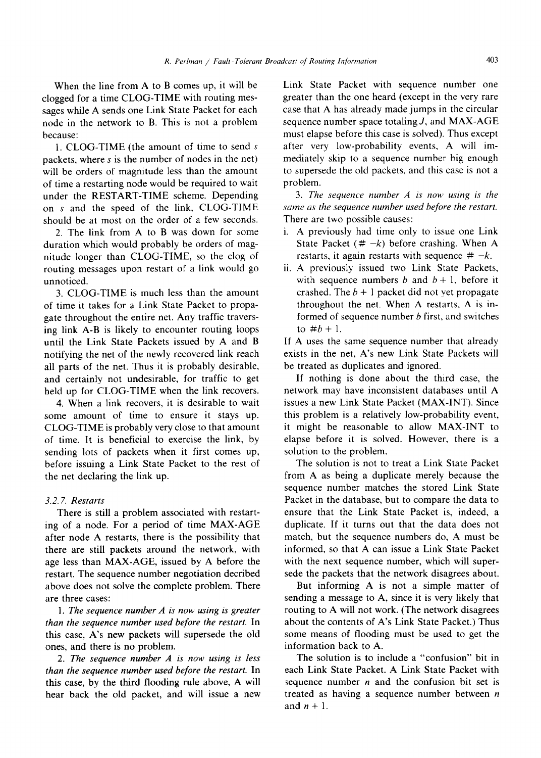When the line from A to B comes up, it will be clogged for a time CLOG-TIME with routing messages while A sends one Link State Packet for each node in the network to B. This is not a problem because:

1. CLOG-TIME (the amount of time to send $s$ packets, where $s$ is the number of nodes in the net) will be orders of magnitude less than the amount of time a restarting node would be required to wait under the RESTART-TIME scheme. Depending on $s$ and the speed of the link, CLOG-TIME should be at most on the order of a few seconds.

2. The link from A to B was down for some duration which would probably be orders of magnitude longer than CLOG-TIME, so the clog of routing messages upon restart of a link would go unnoticed.

3. CLOG-TIME is much less than the amount of time it takes for a Link State Packet to propagate throughout the entire net. Any traffic traversing link A-B is likely to encounter routing loops until the Link State Packets issued by A and B notifying the net of the newly recovered link reach all parts of the net. Thus it is probably desirable, and certainly not undesirable, for traffic to get held up for CLOG-TIME when the link recovers.

4. When a link recovers, it is desirable to wait some amount of time to ensure it stays up. CLOG-TIME is probably very close to that amount of time. It is beneficial to exercise the link, by sending lots of packets when it first comes up, before issuing a Link State Packet to the rest of the net declaring the link up.

### 3.2.7. Restarts

There is still a problem associated with restarting of a node. For a period of time MAX-AGE after node A restarts, there is the possibility that there are still packets around the network, with age less than MAX-AGE, issued by A before the restart. The sequence number negotiation decribed above does not solve the complete problem. There are three cases:

1. *The sequence number A is now using is greater than the sequence number used before the restart.* In this case, A's new packets will supersede the old ones, and there is no problem.

2. *The sequence number A is now using is less than the sequence number used before the restart.* In this case, by the third flooding rule above, A will hear back the old packet, and will issue a new Link State Packet with sequence number one greater than the one heard (except in the very rare case that A has already made jumps in the circular sequence number space totaling $J$, and MAX-AGE must elapse before this case is solved). Thus except after very low-probability events, A will immediately skip to a sequence number big enough to supersede the old packets, and this case is not a problem.

3. *The sequence number A is now using is the same as the sequence number used before the restart.* There are two possible causes:

i. A previously had time only to issue one Link State Packet ($\# -k$) before crashing. When A restarts, it again restarts with sequence $\# -k$.

ii. A previously issued two Link State Packets, with sequence numbers $b$ and $b+1$, before it crashed. The $b+1$ packet did not yet propagate throughout the net. When A restarts, A is informed of sequence number $b$ first, and switches to $\#b+1$.

If A uses the same sequence number that already exists in the net, A's new Link State Packets will be treated as duplicates and ignored.

If nothing is done about the third case, the network may have inconsistent databases until A issues a new Link State Packet (MAX-INT). Since this problem is a relatively low-probability event, it might be reasonable to allow MAX-INT to elapse before it is solved. However, there is a solution to the problem.

The solution is not to treat a Link State Packet from A as being a duplicate merely because the sequence number matches the stored Link State Packet in the database, but to compare the data to ensure that the Link State Packet is, indeed, a duplicate. If it turns out that the data does not match, but the sequence numbers do, A must be informed, so that A can issue a Link State Packet with the next sequence number, which will supersede the packets that the network disagrees about.

But informing A is not a simple matter of sending a message to A, since it is very likely that routing to A will not work. (The network disagrees about the contents of A's Link State Packet.) Thus some means of flooding must be used to get the information back to A.

The solution is to include a "confusion" bit in each Link State Packet. A Link State Packet with sequence number $n$ and the confusion bit set is treated as having a sequence number between $n$ and $n+1$.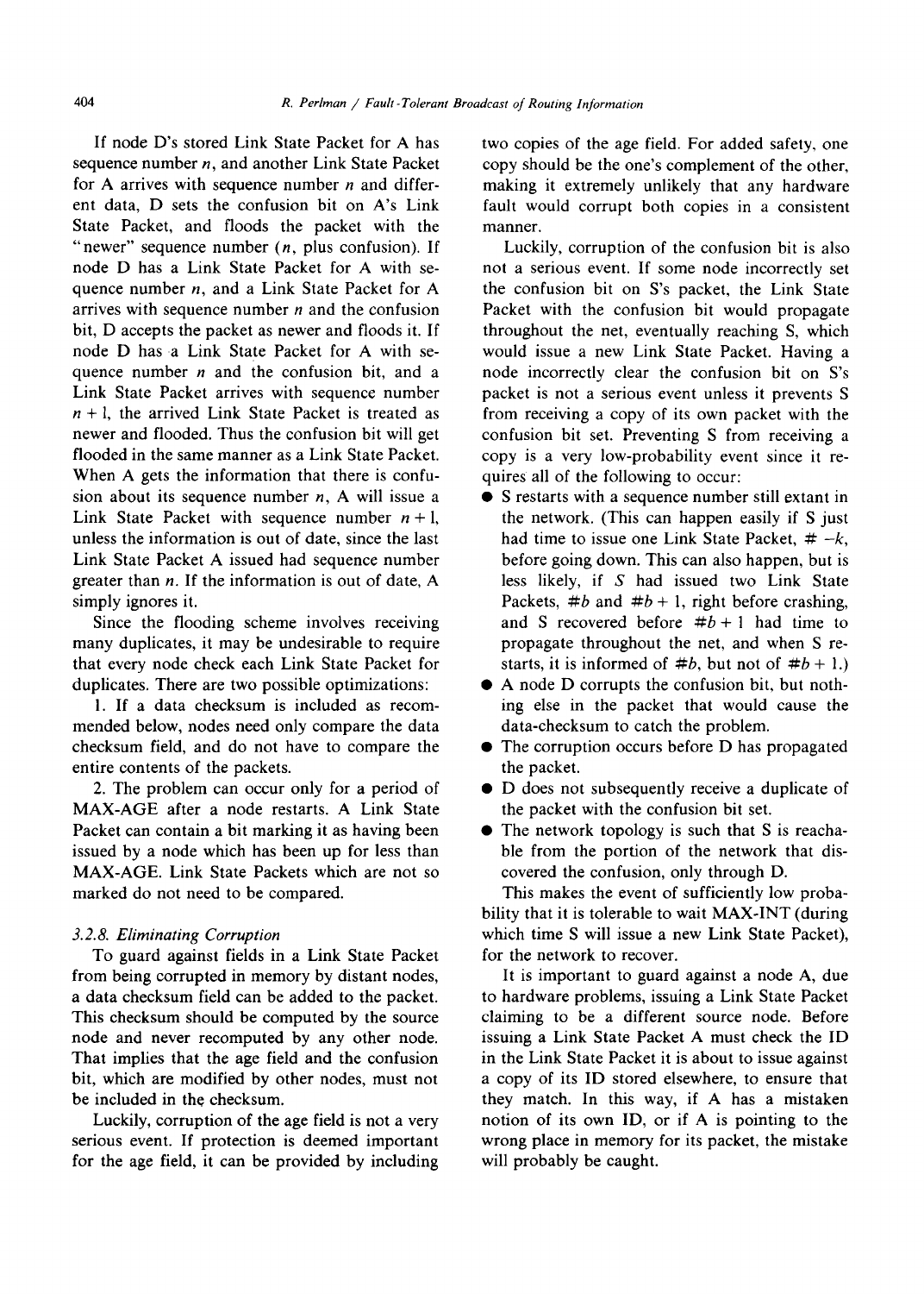If node D's stored Link State Packet for A has sequence number $n$, and another Link State Packet for A arrives with sequence number $n$ and different data, D sets the confusion bit on A's Link State Packet, and floods the packet with the "newer" sequence number ($n$, plus confusion). If node D has a Link State Packet for A with sequence number $n$, and a Link State Packet for A arrives with sequence number $n$ and the confusion bit, D accepts the packet as newer and floods it. If node D has a Link State Packet for A with sequence number $n$ and the confusion bit, and a Link State Packet arrives with sequence number $n + 1$, the arrived Link State Packet is treated as newer and flooded. Thus the confusion bit will get flooded in the same manner as a Link State Packet. When A gets the information that there is confusion about its sequence number $n$, A will issue a Link State Packet with sequence number $n + 1$, unless the information is out of date, since the last Link State Packet A issued had sequence number greater than $n$. If the information is out of date, A simply ignores it.

Since the flooding scheme involves receiving many duplicates, it may be undesirable to require that every node check each Link State Packet for duplicates. There are two possible optimizations:

1. If a data checksum is included as recommended below, nodes need only compare the data checksum field, and do not have to compare the entire contents of the packets.

2. The problem can occur only for a period of MAX-AGE after a node restarts. A Link State Packet can contain a bit marking it as having been issued by a node which has been up for less than MAX-AGE. Link State Packets which are not so marked do not need to be compared.

### 3.2.8. Eliminating Corruption

To guard against fields in a Link State Packet from being corrupted in memory by distant nodes, a data checksum field can be added to the packet. This checksum should be computed by the source node and never recomputed by any other node. That implies that the age field and the confusion bit, which are modified by other nodes, must not be included in the checksum.

Luckily, corruption of the age field is not a very serious event. If protection is deemed important for the age field, it can be provided by including two copies of the age field. For added safety, one copy should be the one's complement of the other, making it extremely unlikely that any hardware fault would corrupt both copies in a consistent manner.

Luckily, corruption of the confusion bit is also not a serious event. If some node incorrectly set the confusion bit on S's packet, the Link State Packet with the confusion bit would propagate throughout the net, eventually reaching S, which would issue a new Link State Packet. Having a node incorrectly clear the confusion bit on S's packet is not a serious event unless it prevents S from receiving a copy of its own packet with the confusion bit set. Preventing S from receiving a copy is a very low-probability event since it requires all of the following to occur:

- S restarts with a sequence number still extant in the network. (This can happen easily if S just had time to issue one Link State Packet, # $-k$, before going down. This can also happen, but is less likely, if $S$ had issued two Link State Packets, #$b$ and #$b + 1$, right before crashing, and S recovered before #$b + 1$ had time to propagate throughout the net, and when S restarts, it is informed of #$b$, but not of #$b + 1$.)
- A node D corrupts the confusion bit, but nothing else in the packet that would cause the data-checksum to catch the problem.
- The corruption occurs before D has propagated the packet.
- D does not subsequently receive a duplicate of the packet with the confusion bit set.
- The network topology is such that S is reachable from the portion of the network that discovered the confusion, only through D.

This makes the event of sufficiently low probability that it is tolerable to wait MAX-INT (during which time S will issue a new Link State Packet), for the network to recover.

It is important to guard against a node A, due to hardware problems, issuing a Link State Packet claiming to be a different source node. Before issuing a Link State Packet A must check the ID in the Link State Packet it is about to issue against a copy of its ID stored elsewhere, to ensure that they match. In this way, if A has a mistaken notion of its own ID, or if A is pointing to the wrong place in memory for its packet, the mistake will probably be caught.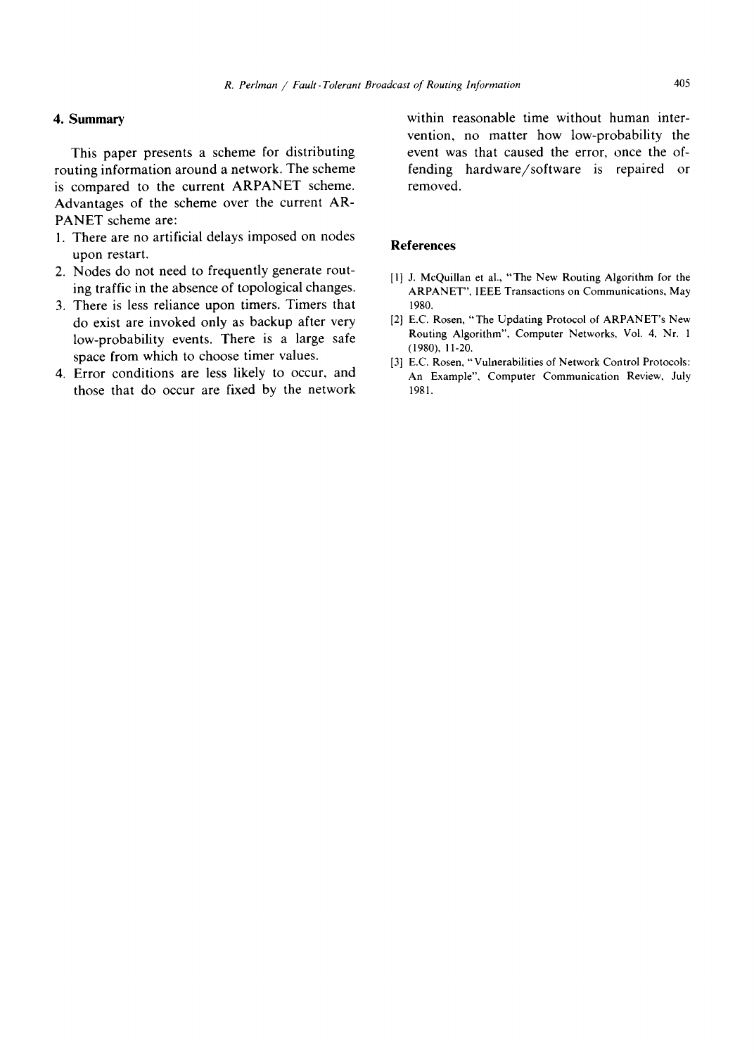## 4. Summary

This paper presents a scheme for distributing routing information around a network. The scheme is compared to the current ARPANET scheme. Advantages of the scheme over the current ARPANET scheme are:

1. There are no artificial delays imposed on nodes upon restart.
2. Nodes do not need to frequently generate routing traffic in the absence of topological changes.
3. There is less reliance upon timers. Timers that do exist are invoked only as backup after very low-probability events. There is a large safe space from which to choose timer values.
4. Error conditions are less likely to occur, and those that do occur are fixed by the network within reasonable time without human intervention, no matter how low-probability the event was that caused the error, once the offending hardware/software is repaired or removed.

## References

[1] J. McQuillan et al., "The New Routing Algorithm for the ARPANET", IEEE Transactions on Communications, May 1980.

[2] E.C. Rosen, "The Updating Protocol of ARPANET's New Routing Algorithm", Computer Networks, Vol. 4, Nr. 1 (1980), 11-20.

[3] E.C. Rosen, "Vulnerabilities of Network Control Protocols: An Example", Computer Communication Review, July 1981.